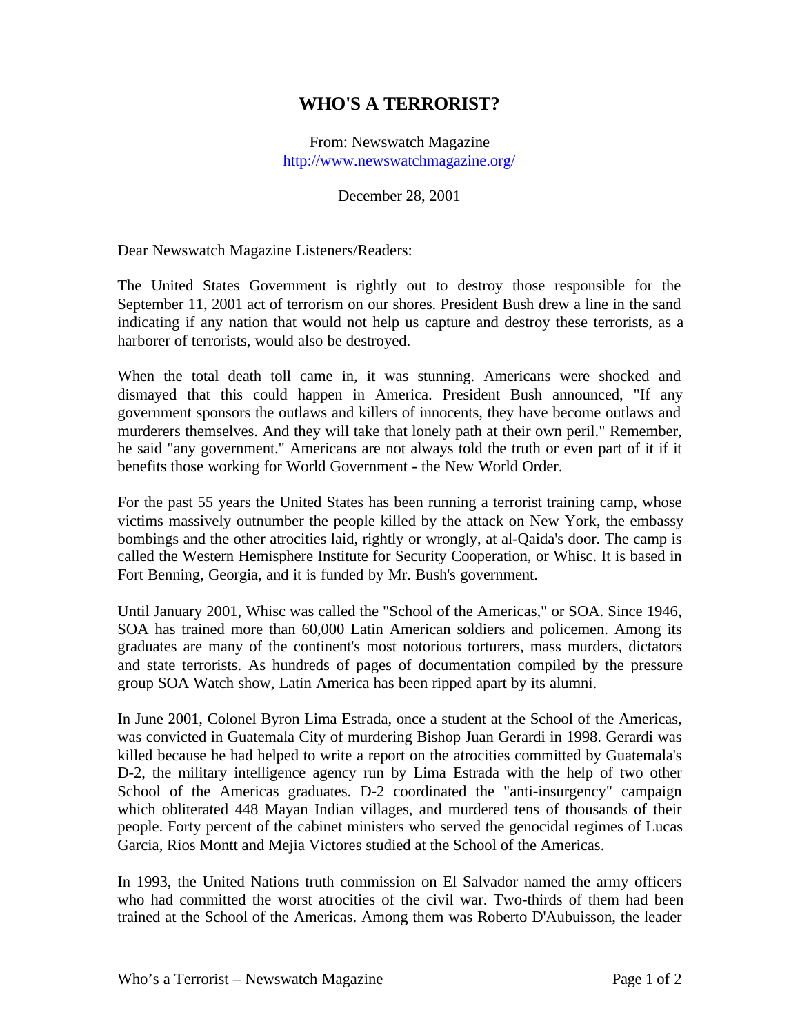# WHO'S A TERRORIST?

From: Newswatch Magazine
http://www.newswatchmagazine.org/

December 28, 2001

Dear Newswatch Magazine Listeners/Readers:

The United States Government is rightly out to destroy those responsible for the September 11, 2001 act of terrorism on our shores. President Bush drew a line in the sand indicating if any nation that would not help us capture and destroy these terrorists, as a harborer of terrorists, would also be destroyed.

When the total death toll came in, it was stunning. Americans were shocked and dismayed that this could happen in America. President Bush announced, "If any government sponsors the outlaws and killers of innocents, they have become outlaws and murderers themselves. And they will take that lonely path at their own peril." Remember, he said "any government." Americans are not always told the truth or even part of it if it benefits those working for World Government - the New World Order.

For the past 55 years the United States has been running a terrorist training camp, whose victims massively outnumber the people killed by the attack on New York, the embassy bombings and the other atrocities laid, rightly or wrongly, at al-Qaida's door. The camp is called the Western Hemisphere Institute for Security Cooperation, or Whisc. It is based in Fort Benning, Georgia, and it is funded by Mr. Bush's government.

Until January 2001, Whisc was called the "School of the Americas," or SOA. Since 1946, SOA has trained more than 60,000 Latin American soldiers and policemen. Among its graduates are many of the continent's most notorious torturers, mass murders, dictators and state terrorists. As hundreds of pages of documentation compiled by the pressure group SOA Watch show, Latin America has been ripped apart by its alumni.

In June 2001, Colonel Byron Lima Estrada, once a student at the School of the Americas, was convicted in Guatemala City of murdering Bishop Juan Gerardi in 1998. Gerardi was killed because he had helped to write a report on the atrocities committed by Guatemala's D-2, the military intelligence agency run by Lima Estrada with the help of two other School of the Americas graduates. D-2 coordinated the "anti-insurgency" campaign which obliterated 448 Mayan Indian villages, and murdered tens of thousands of their people. Forty percent of the cabinet ministers who served the genocidal regimes of Lucas Garcia, Rios Montt and Mejia Victores studied at the School of the Americas.

In 1993, the United Nations truth commission on El Salvador named the army officers who had committed the worst atrocities of the civil war. Two-thirds of them had been trained at the School of the Americas. Among them was Roberto D'Aubuisson, the leader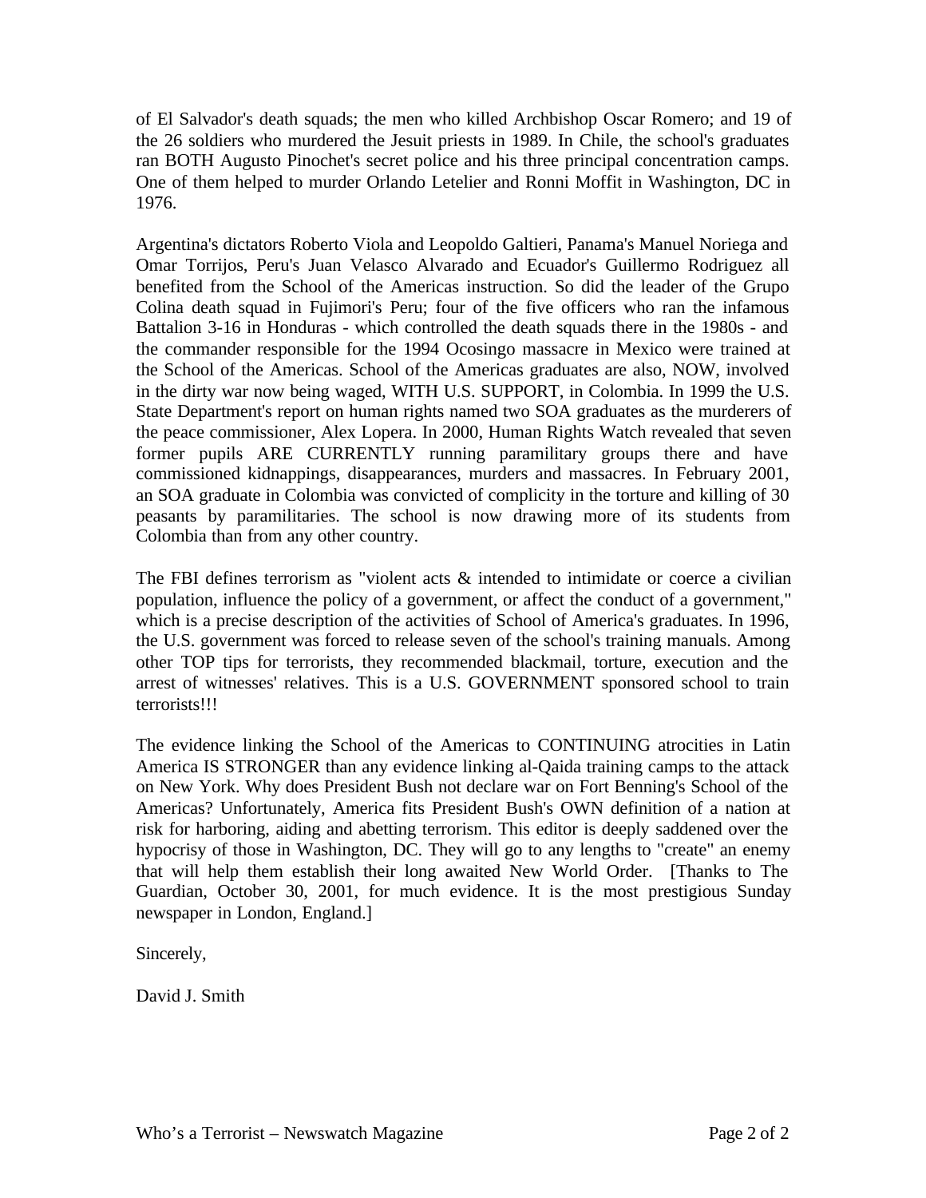of El Salvador's death squads; the men who killed Archbishop Oscar Romero; and 19 of the 26 soldiers who murdered the Jesuit priests in 1989. In Chile, the school's graduates ran BOTH Augusto Pinochet's secret police and his three principal concentration camps. One of them helped to murder Orlando Letelier and Ronni Moffit in Washington, DC in 1976.

Argentina's dictators Roberto Viola and Leopoldo Galtieri, Panama's Manuel Noriega and Omar Torrijos, Peru's Juan Velasco Alvarado and Ecuador's Guillermo Rodriguez all benefited from the School of the Americas instruction. So did the leader of the Grupo Colina death squad in Fujimori's Peru; four of the five officers who ran the infamous Battalion 3-16 in Honduras - which controlled the death squads there in the 1980s - and the commander responsible for the 1994 Ocosingo massacre in Mexico were trained at the School of the Americas. School of the Americas graduates are also, NOW, involved in the dirty war now being waged, WITH U.S. SUPPORT, in Colombia. In 1999 the U.S. State Department's report on human rights named two SOA graduates as the murderers of the peace commissioner, Alex Lopera. In 2000, Human Rights Watch revealed that seven former pupils ARE CURRENTLY running paramilitary groups there and have commissioned kidnappings, disappearances, murders and massacres. In February 2001, an SOA graduate in Colombia was convicted of complicity in the torture and killing of 30 peasants by paramilitaries. The school is now drawing more of its students from Colombia than from any other country.

The FBI defines terrorism as "violent acts & intended to intimidate or coerce a civilian population, influence the policy of a government, or affect the conduct of a government," which is a precise description of the activities of School of America's graduates. In 1996, the U.S. government was forced to release seven of the school's training manuals. Among other TOP tips for terrorists, they recommended blackmail, torture, execution and the arrest of witnesses' relatives. This is a U.S. GOVERNMENT sponsored school to train terrorists!!!

The evidence linking the School of the Americas to CONTINUING atrocities in Latin America IS STRONGER than any evidence linking al-Qaida training camps to the attack on New York. Why does President Bush not declare war on Fort Benning's School of the Americas? Unfortunately, America fits President Bush's OWN definition of a nation at risk for harboring, aiding and abetting terrorism. This editor is deeply saddened over the hypocrisy of those in Washington, DC. They will go to any lengths to "create" an enemy that will help them establish their long awaited New World Order. [Thanks to The Guardian, October 30, 2001, for much evidence. It is the most prestigious Sunday newspaper in London, England.]

Sincerely,

David J. Smith